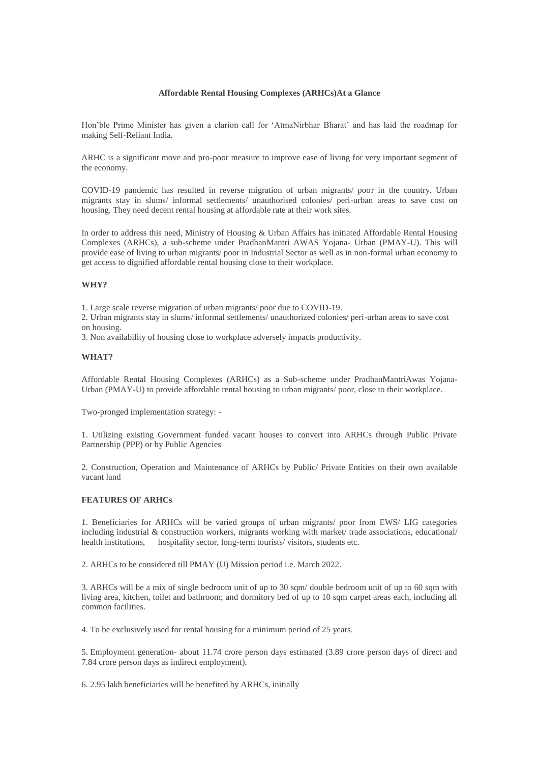# Affordable Rental Housing Complexes (ARHCs)At a Glance

Hon'ble Prime Minister has given a clarion call for 'AtmaNirbhar Bharat' and has laid the roadmap for making Self-Reliant India.

ARHC is a significant move and pro-poor measure to improve ease of living for very important segment of the economy.

COVID-19 pandemic has resulted in reverse migration of urban migrants/ poor in the country. Urban migrants stay in slums/ informal settlements/ unauthorised colonies/ peri-urban areas to save cost on housing. They need decent rental housing at affordable rate at their work sites.

In order to address this need, Ministry of Housing & Urban Affairs has initiated Affordable Rental Housing Complexes (ARHCs), a sub-scheme under PradhanMantri AWAS Yojana- Urban (PMAY-U). This will provide ease of living to urban migrants/ poor in Industrial Sector as well as in non-formal urban economy to get access to dignified affordable rental housing close to their workplace.

## WHY?

1. Large scale reverse migration of urban migrants/ poor due to COVID-19.
2. Urban migrants stay in slums/ informal settlements/ unauthorized colonies/ peri-urban areas to save cost on housing.
3. Non availability of housing close to workplace adversely impacts productivity.

## WHAT?

Affordable Rental Housing Complexes (ARHCs) as a Sub-scheme under PradhanMantriAwas Yojana-Urban (PMAY-U) to provide affordable rental housing to urban migrants/ poor, close to their workplace.

Two-pronged implementation strategy: -

1. Utilizing existing Government funded vacant houses to convert into ARHCs through Public Private Partnership (PPP) or by Public Agencies

2. Construction, Operation and Maintenance of ARHCs by Public/ Private Entities on their own available vacant land

## FEATURES OF ARHCs

1. Beneficiaries for ARHCs will be varied groups of urban migrants/ poor from EWS/ LIG categories including industrial & construction workers, migrants working with market/ trade associations, educational/ health institutions, hospitality sector, long-term tourists/ visitors, students etc.

2. ARHCs to be considered till PMAY (U) Mission period i.e. March 2022.

3. ARHCs will be a mix of single bedroom unit of up to 30 sqm/ double bedroom unit of up to 60 sqm with living area, kitchen, toilet and bathroom; and dormitory bed of up to 10 sqm carpet areas each, including all common facilities.

4. To be exclusively used for rental housing for a minimum period of 25 years.

5. Employment generation- about 11.74 crore person days estimated (3.89 crore person days of direct and 7.84 crore person days as indirect employment).

6. 2.95 lakh beneficiaries will be benefited by ARHCs, initially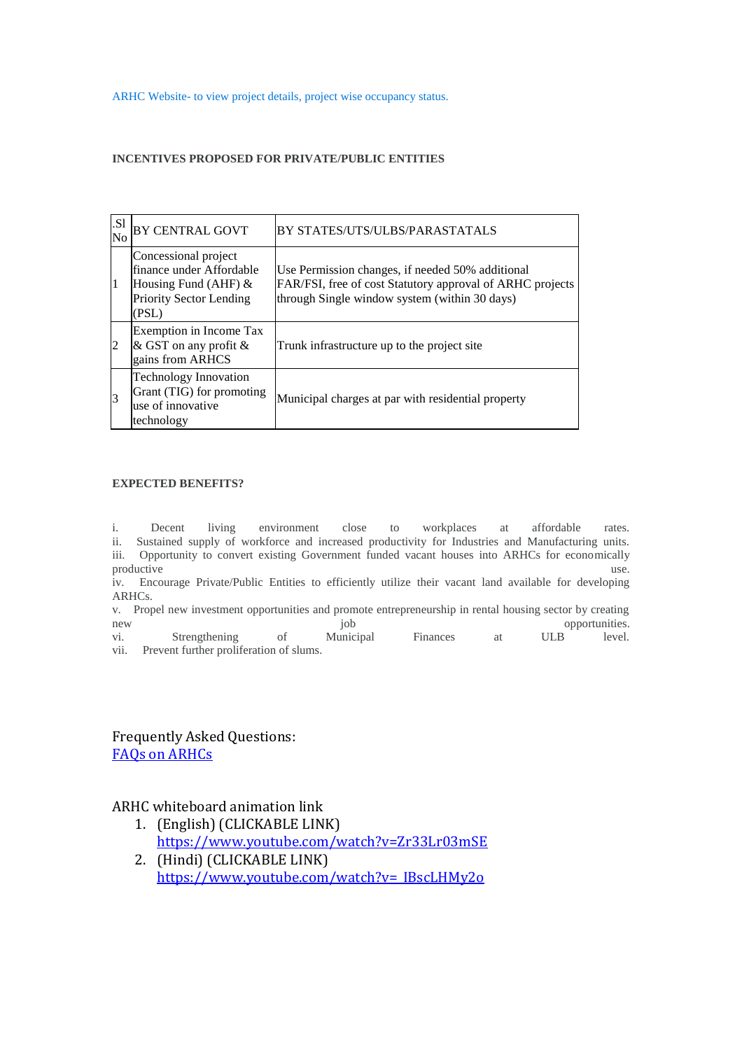ARHC Website- to view project details, project wise occupancy status.

**INCENTIVES PROPOSED FOR PRIVATE/PUBLIC ENTITIES**

| .Sl No | BY CENTRAL GOVT | BY STATES/UTS/ULBS/PARASTATALS |
|---|---|---|
| 1 | Concessional project finance under Affordable Housing Fund (AHF) & Priority Sector Lending (PSL) | Use Permission changes, if needed 50% additional FAR/FSI, free of cost Statutory approval of ARHC projects through Single window system (within 30 days) |
| 2 | Exemption in Income Tax & GST on any profit & gains from ARHCS | Trunk infrastructure up to the project site |
| 3 | Technology Innovation Grant (TIG) for promoting use of innovative technology | Municipal charges at par with residential property |

**EXPECTED BENEFITS?**

i. Decent living environment close to workplaces at affordable rates.
ii. Sustained supply of workforce and increased productivity for Industries and Manufacturing units.
iii. Opportunity to convert existing Government funded vacant houses into ARHCs for economically productive use.
iv. Encourage Private/Public Entities to efficiently utilize their vacant land available for developing ARHCs.
v. Propel new investment opportunities and promote entrepreneurship in rental housing sector by creating new job opportunities.
vi. Strengthening of Municipal Finances at ULB level.
vii. Prevent further proliferation of slums.

Frequently Asked Questions:
[FAQs on ARHCs]()

ARHC whiteboard animation link

1. (English) (CLICKABLE LINK) https://www.youtube.com/watch?v=Zr33Lr03mSE
2. (Hindi) (CLICKABLE LINK) https://www.youtube.com/watch?v=_IBscLHMy2o